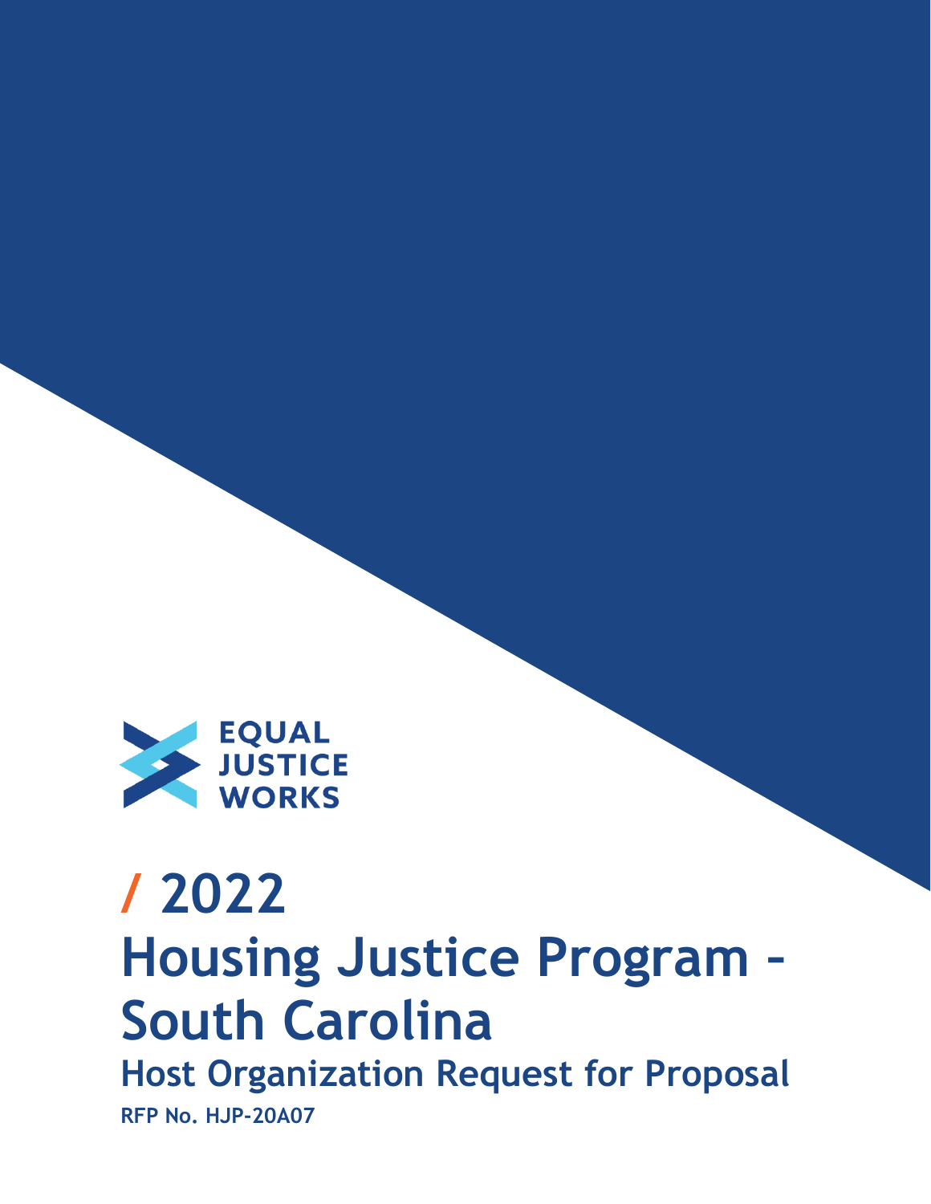EQUAL JUSTICE WORKS

# / 2022 Housing Justice Program – South Carolina

## Host Organization Request for Proposal

**RFP No. HJP-20A07**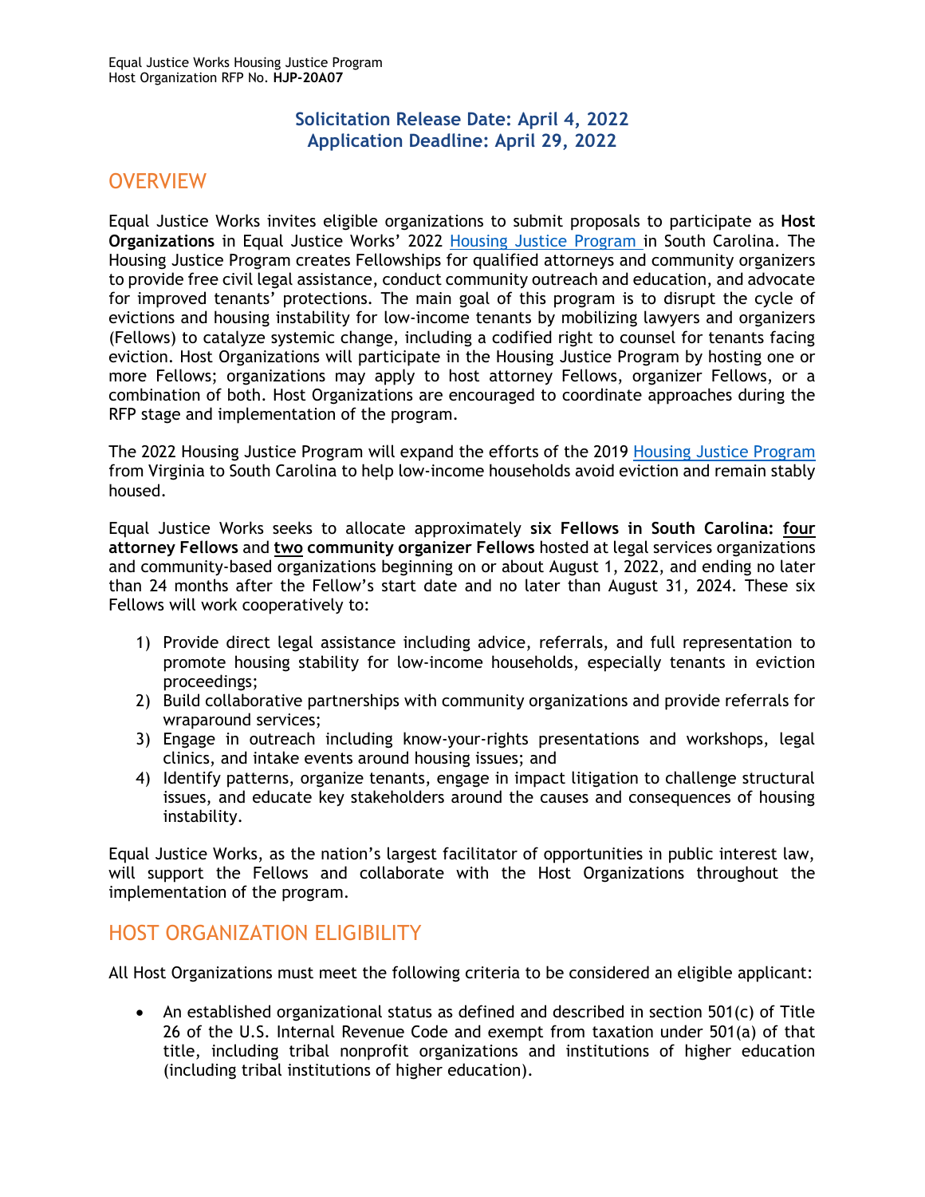**Solicitation Release Date: April 4, 2022**
**Application Deadline: April 29, 2022**

## OVERVIEW

Equal Justice Works invites eligible organizations to submit proposals to participate as **Host Organizations** in Equal Justice Works' 2022 Housing Justice Program in South Carolina. The Housing Justice Program creates Fellowships for qualified attorneys and community organizers to provide free civil legal assistance, conduct community outreach and education, and advocate for improved tenants' protections. The main goal of this program is to disrupt the cycle of evictions and housing instability for low-income tenants by mobilizing lawyers and organizers (Fellows) to catalyze systemic change, including a codified right to counsel for tenants facing eviction. Host Organizations will participate in the Housing Justice Program by hosting one or more Fellows; organizations may apply to host attorney Fellows, organizer Fellows, or a combination of both. Host Organizations are encouraged to coordinate approaches during the RFP stage and implementation of the program.

The 2022 Housing Justice Program will expand the efforts of the 2019 Housing Justice Program from Virginia to South Carolina to help low-income households avoid eviction and remain stably housed.

Equal Justice Works seeks to allocate approximately **six Fellows in South Carolina: four attorney Fellows** and **two community organizer Fellows** hosted at legal services organizations and community-based organizations beginning on or about August 1, 2022, and ending no later than 24 months after the Fellow's start date and no later than August 31, 2024. These six Fellows will work cooperatively to:

1) Provide direct legal assistance including advice, referrals, and full representation to promote housing stability for low-income households, especially tenants in eviction proceedings;
2) Build collaborative partnerships with community organizations and provide referrals for wraparound services;
3) Engage in outreach including know-your-rights presentations and workshops, legal clinics, and intake events around housing issues; and
4) Identify patterns, organize tenants, engage in impact litigation to challenge structural issues, and educate key stakeholders around the causes and consequences of housing instability.

Equal Justice Works, as the nation's largest facilitator of opportunities in public interest law, will support the Fellows and collaborate with the Host Organizations throughout the implementation of the program.

## HOST ORGANIZATION ELIGIBILITY

All Host Organizations must meet the following criteria to be considered an eligible applicant:

- An established organizational status as defined and described in section 501(c) of Title 26 of the U.S. Internal Revenue Code and exempt from taxation under 501(a) of that title, including tribal nonprofit organizations and institutions of higher education (including tribal institutions of higher education).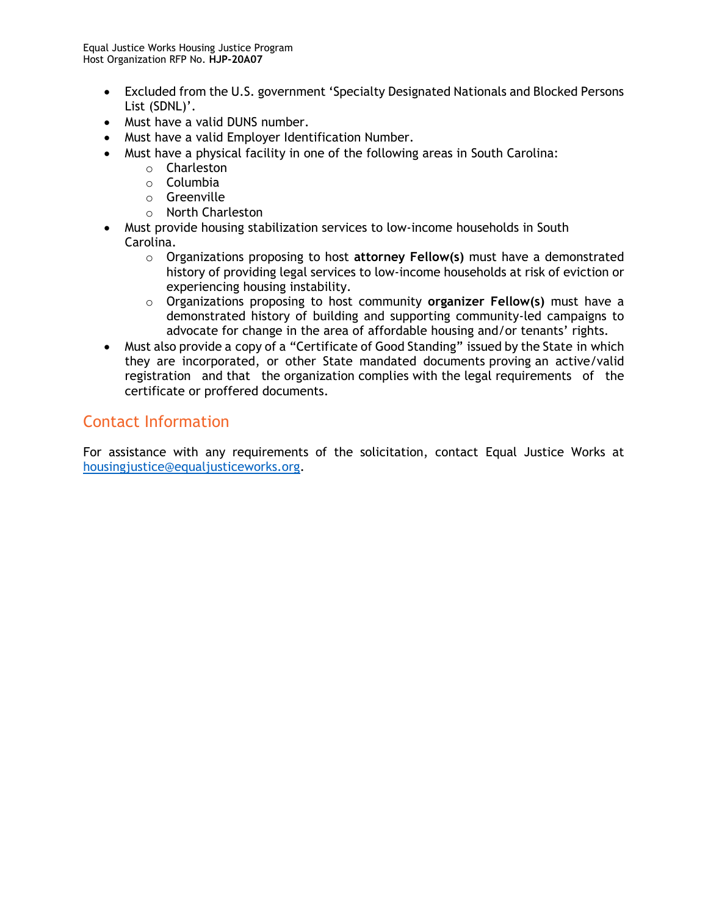- Excluded from the U.S. government 'Specialty Designated Nationals and Blocked Persons List (SDNL)'.
- Must have a valid DUNS number.
- Must have a valid Employer Identification Number.
- Must have a physical facility in one of the following areas in South Carolina:
  - Charleston
  - Columbia
  - Greenville
  - North Charleston
- Must provide housing stabilization services to low-income households in South Carolina.
  - Organizations proposing to host **attorney Fellow(s)** must have a demonstrated history of providing legal services to low-income households at risk of eviction or experiencing housing instability.
  - Organizations proposing to host community **organizer Fellow(s)** must have a demonstrated history of building and supporting community-led campaigns to advocate for change in the area of affordable housing and/or tenants' rights.
- Must also provide a copy of a "Certificate of Good Standing" issued by the State in which they are incorporated, or other State mandated documents proving an active/valid registration and that the organization complies with the legal requirements of the certificate or proffered documents.

## Contact Information

For assistance with any requirements of the solicitation, contact Equal Justice Works at housingjustice@equaljusticeworks.org.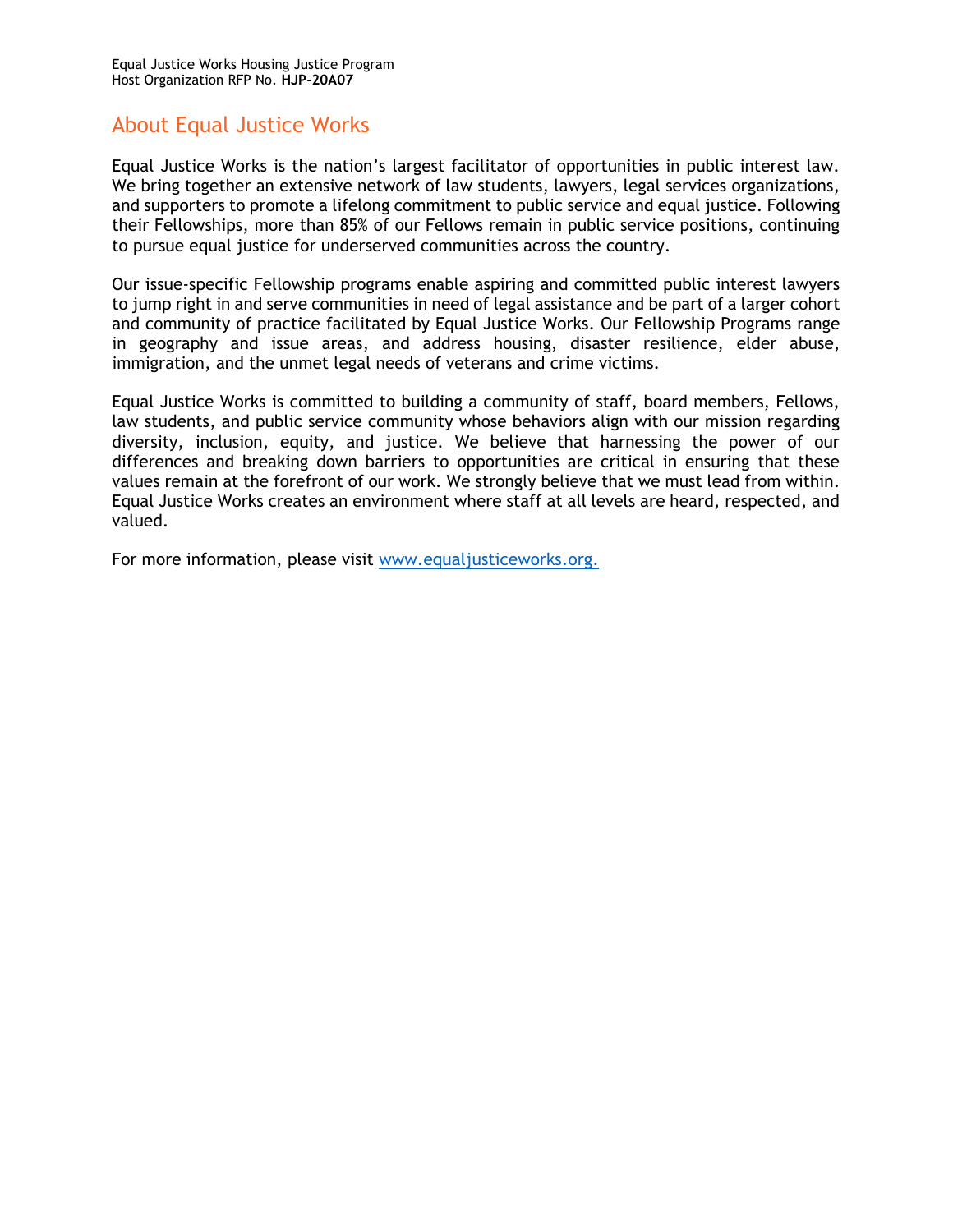## About Equal Justice Works

Equal Justice Works is the nation's largest facilitator of opportunities in public interest law. We bring together an extensive network of law students, lawyers, legal services organizations, and supporters to promote a lifelong commitment to public service and equal justice. Following their Fellowships, more than 85% of our Fellows remain in public service positions, continuing to pursue equal justice for underserved communities across the country.

Our issue-specific Fellowship programs enable aspiring and committed public interest lawyers to jump right in and serve communities in need of legal assistance and be part of a larger cohort and community of practice facilitated by Equal Justice Works. Our Fellowship Programs range in geography and issue areas, and address housing, disaster resilience, elder abuse, immigration, and the unmet legal needs of veterans and crime victims.

Equal Justice Works is committed to building a community of staff, board members, Fellows, law students, and public service community whose behaviors align with our mission regarding diversity, inclusion, equity, and justice. We believe that harnessing the power of our differences and breaking down barriers to opportunities are critical in ensuring that these values remain at the forefront of our work. We strongly believe that we must lead from within. Equal Justice Works creates an environment where staff at all levels are heard, respected, and valued.

For more information, please visit [www.equaljusticeworks.org.](http://www.equaljusticeworks.org)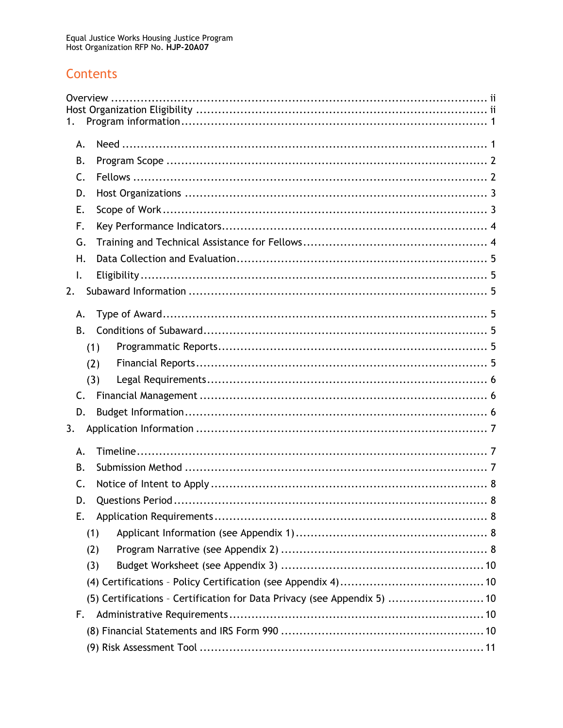# Contents

Overview ............................................................................................ ii
Host Organization Eligibility ............................................................................ ii
1. Program information ................................................................................. 1

- A. Need ................................................................................................ 1
- B. Program Scope ................................................................................... 2
- C. Fellows ............................................................................................. 2
- D. Host Organizations ............................................................................. 3
- E. Scope of Work .................................................................................... 3
- F. Key Performance Indicators ................................................................. 4
- G. Training and Technical Assistance for Fellows ........................................ 4
- H. Data Collection and Evaluation ............................................................ 5
- I. Eligibility ............................................................................................ 5

2. Subaward Information ............................................................................... 5

- A. Type of Award ..................................................................................... 5
- B. Conditions of Subaward ........................................................................ 5
  - (1) Programmatic Reports ...................................................................... 5
  - (2) Financial Reports ............................................................................. 5
  - (3) Legal Requirements .......................................................................... 6
- C. Financial Management ......................................................................... 6
- D. Budget Information ............................................................................. 6

3. Application Information ............................................................................. 7

- A. Timeline ............................................................................................. 7
- B. Submission Method ............................................................................. 7
- C. Notice of Intent to Apply ..................................................................... 8
- D. Questions Period ................................................................................. 8
- E. Application Requirements .................................................................... 8
  - (1) Applicant Information (see Appendix 1) ............................................. 8
  - (2) Program Narrative (see Appendix 2) .................................................. 8
  - (3) Budget Worksheet (see Appendix 3) ................................................. 10
  - (4) Certifications – Policy Certification (see Appendix 4) ........................ 10
  - (5) Certifications – Certification for Data Privacy (see Appendix 5) .......... 10
- F. Administrative Requirements .............................................................. 10
  - (8) Financial Statements and IRS Form 990 ........................................... 10
  - (9) Risk Assessment Tool ..................................................................... 11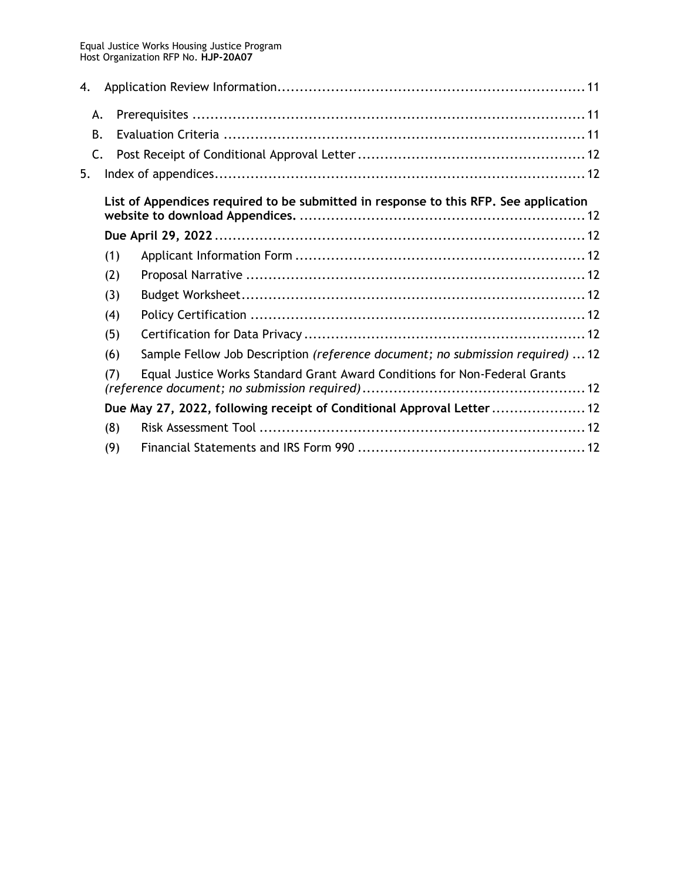4. Application Review Information ........................................................ 11
   - A. Prerequisites ........................................................ 11
   - B. Evaluation Criteria ........................................................ 11
   - C. Post Receipt of Conditional Approval Letter ........................................................ 12
5. Index of appendices ........................................................ 12
   - **List of Appendices required to be submitted in response to this RFP. See application website to download Appendices.** ........................................................ 12
   - **Due April 29, 2022** ........................................................ 12
     - (1) Applicant Information Form ........................................................ 12
     - (2) Proposal Narrative ........................................................ 12
     - (3) Budget Worksheet ........................................................ 12
     - (4) Policy Certification ........................................................ 12
     - (5) Certification for Data Privacy ........................................................ 12
     - (6) Sample Fellow Job Description *(reference document; no submission required)* ... 12
     - (7) Equal Justice Works Standard Grant Award Conditions for Non-Federal Grants *(reference document; no submission required)* ........................................................ 12
   - **Due May 27, 2022, following receipt of Conditional Approval Letter** ........................................................ 12
     - (8) Risk Assessment Tool ........................................................ 12
     - (9) Financial Statements and IRS Form 990 ........................................................ 12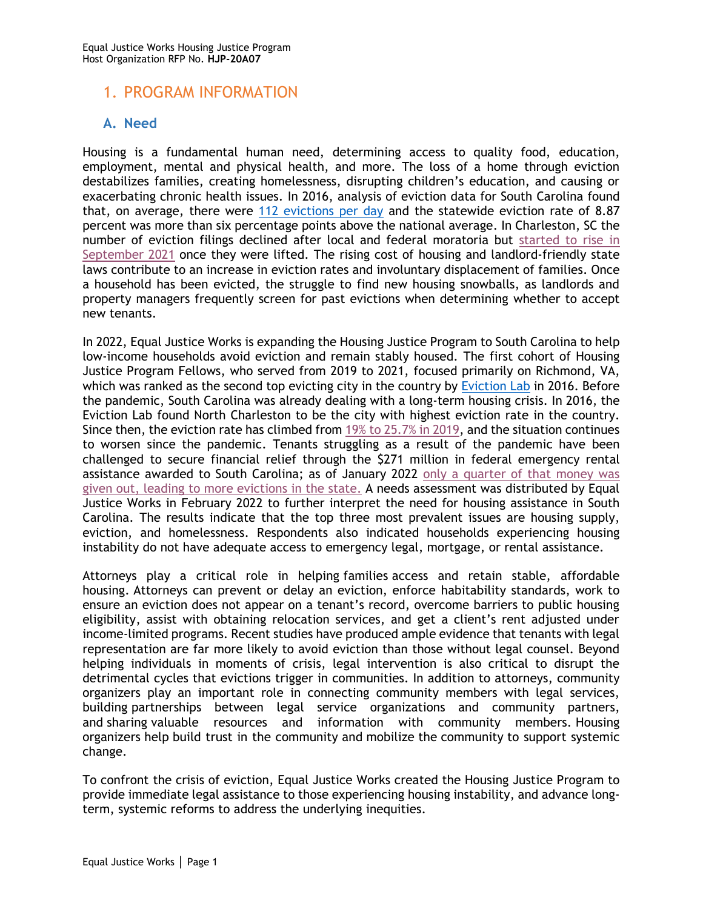# 1. PROGRAM INFORMATION

## A. Need

Housing is a fundamental human need, determining access to quality food, education, employment, mental and physical health, and more. The loss of a home through eviction destabilizes families, creating homelessness, disrupting children's education, and causing or exacerbating chronic health issues. In 2016, analysis of eviction data for South Carolina found that, on average, there were 112 evictions per day and the statewide eviction rate of 8.87 percent was more than six percentage points above the national average. In Charleston, SC the number of eviction filings declined after local and federal moratoria but started to rise in September 2021 once they were lifted. The rising cost of housing and landlord-friendly state laws contribute to an increase in eviction rates and involuntary displacement of families. Once a household has been evicted, the struggle to find new housing snowballs, as landlords and property managers frequently screen for past evictions when determining whether to accept new tenants.

In 2022, Equal Justice Works is expanding the Housing Justice Program to South Carolina to help low-income households avoid eviction and remain stably housed. The first cohort of Housing Justice Program Fellows, who served from 2019 to 2021, focused primarily on Richmond, VA, which was ranked as the second top evicting city in the country by Eviction Lab in 2016. Before the pandemic, South Carolina was already dealing with a long-term housing crisis. In 2016, the Eviction Lab found North Charleston to be the city with highest eviction rate in the country. Since then, the eviction rate has climbed from 19% to 25.7% in 2019, and the situation continues to worsen since the pandemic. Tenants struggling as a result of the pandemic have been challenged to secure financial relief through the $271 million in federal emergency rental assistance awarded to South Carolina; as of January 2022 only a quarter of that money was given out, leading to more evictions in the state. A needs assessment was distributed by Equal Justice Works in February 2022 to further interpret the need for housing assistance in South Carolina. The results indicate that the top three most prevalent issues are housing supply, eviction, and homelessness. Respondents also indicated households experiencing housing instability do not have adequate access to emergency legal, mortgage, or rental assistance.

Attorneys play a critical role in helping families access and retain stable, affordable housing. Attorneys can prevent or delay an eviction, enforce habitability standards, work to ensure an eviction does not appear on a tenant's record, overcome barriers to public housing eligibility, assist with obtaining relocation services, and get a client's rent adjusted under income-limited programs. Recent studies have produced ample evidence that tenants with legal representation are far more likely to avoid eviction than those without legal counsel. Beyond helping individuals in moments of crisis, legal intervention is also critical to disrupt the detrimental cycles that evictions trigger in communities. In addition to attorneys, community organizers play an important role in connecting community members with legal services, building partnerships between legal service organizations and community partners, and sharing valuable resources and information with community members. Housing organizers help build trust in the community and mobilize the community to support systemic change.

To confront the crisis of eviction, Equal Justice Works created the Housing Justice Program to provide immediate legal assistance to those experiencing housing instability, and advance long-term, systemic reforms to address the underlying inequities.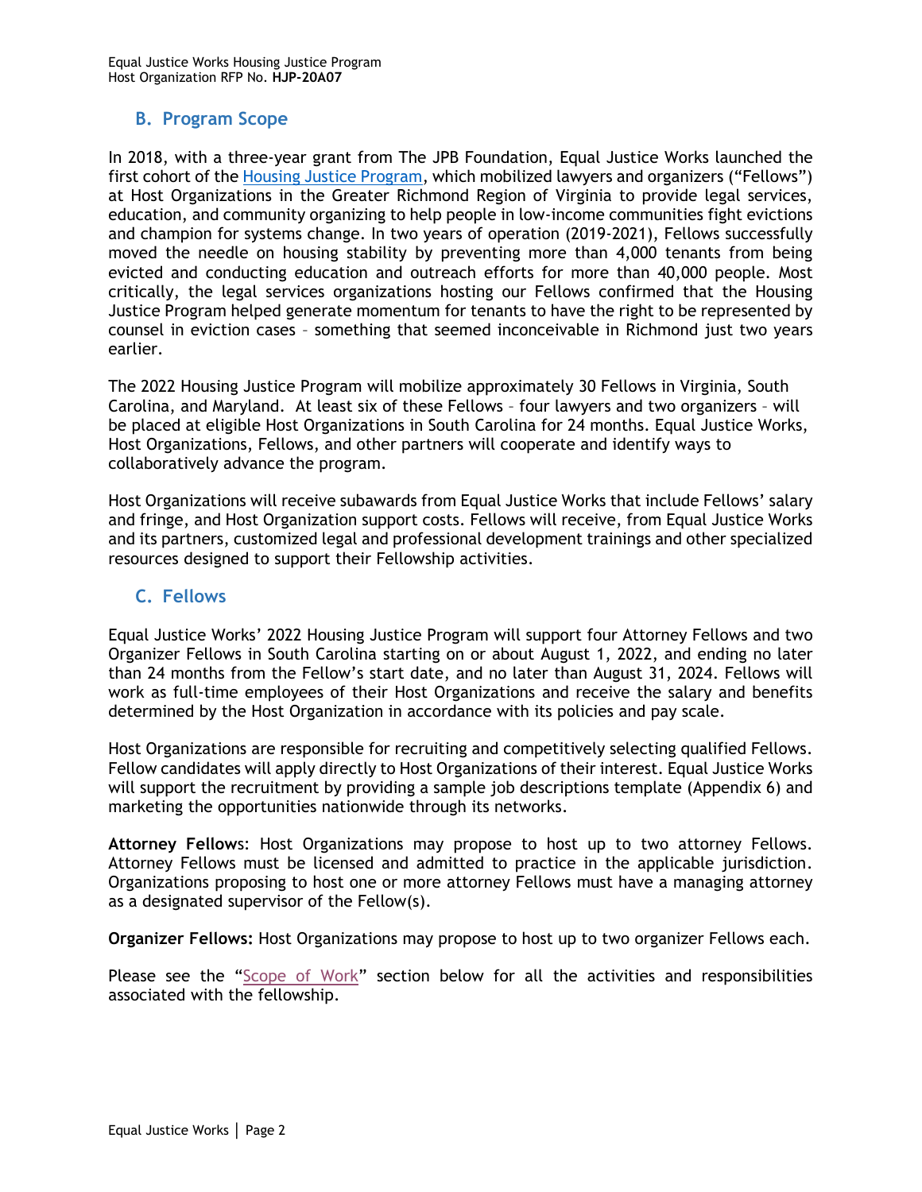## B. Program Scope

In 2018, with a three-year grant from The JPB Foundation, Equal Justice Works launched the first cohort of the Housing Justice Program, which mobilized lawyers and organizers ("Fellows") at Host Organizations in the Greater Richmond Region of Virginia to provide legal services, education, and community organizing to help people in low-income communities fight evictions and champion for systems change. In two years of operation (2019-2021), Fellows successfully moved the needle on housing stability by preventing more than 4,000 tenants from being evicted and conducting education and outreach efforts for more than 40,000 people. Most critically, the legal services organizations hosting our Fellows confirmed that the Housing Justice Program helped generate momentum for tenants to have the right to be represented by counsel in eviction cases – something that seemed inconceivable in Richmond just two years earlier.

The 2022 Housing Justice Program will mobilize approximately 30 Fellows in Virginia, South Carolina, and Maryland. At least six of these Fellows – four lawyers and two organizers – will be placed at eligible Host Organizations in South Carolina for 24 months. Equal Justice Works, Host Organizations, Fellows, and other partners will cooperate and identify ways to collaboratively advance the program.

Host Organizations will receive subawards from Equal Justice Works that include Fellows' salary and fringe, and Host Organization support costs. Fellows will receive, from Equal Justice Works and its partners, customized legal and professional development trainings and other specialized resources designed to support their Fellowship activities.

## C. Fellows

Equal Justice Works' 2022 Housing Justice Program will support four Attorney Fellows and two Organizer Fellows in South Carolina starting on or about August 1, 2022, and ending no later than 24 months from the Fellow's start date, and no later than August 31, 2024. Fellows will work as full-time employees of their Host Organizations and receive the salary and benefits determined by the Host Organization in accordance with its policies and pay scale.

Host Organizations are responsible for recruiting and competitively selecting qualified Fellows. Fellow candidates will apply directly to Host Organizations of their interest. Equal Justice Works will support the recruitment by providing a sample job descriptions template (Appendix 6) and marketing the opportunities nationwide through its networks.

**Attorney Fellows**: Host Organizations may propose to host up to two attorney Fellows. Attorney Fellows must be licensed and admitted to practice in the applicable jurisdiction. Organizations proposing to host one or more attorney Fellows must have a managing attorney as a designated supervisor of the Fellow(s).

**Organizer Fellows:** Host Organizations may propose to host up to two organizer Fellows each.

Please see the "Scope of Work" section below for all the activities and responsibilities associated with the fellowship.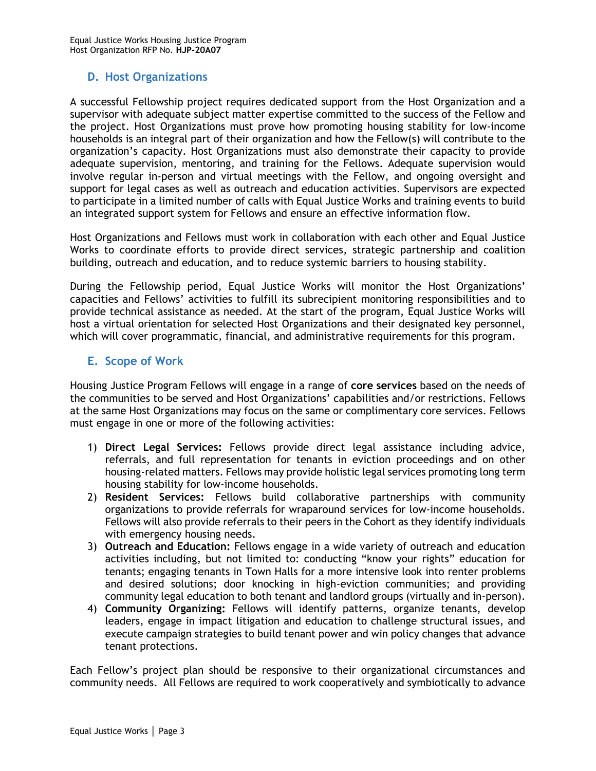## D. Host Organizations

A successful Fellowship project requires dedicated support from the Host Organization and a supervisor with adequate subject matter expertise committed to the success of the Fellow and the project. Host Organizations must prove how promoting housing stability for low-income households is an integral part of their organization and how the Fellow(s) will contribute to the organization's capacity. Host Organizations must also demonstrate their capacity to provide adequate supervision, mentoring, and training for the Fellows. Adequate supervision would involve regular in-person and virtual meetings with the Fellow, and ongoing oversight and support for legal cases as well as outreach and education activities. Supervisors are expected to participate in a limited number of calls with Equal Justice Works and training events to build an integrated support system for Fellows and ensure an effective information flow.

Host Organizations and Fellows must work in collaboration with each other and Equal Justice Works to coordinate efforts to provide direct services, strategic partnership and coalition building, outreach and education, and to reduce systemic barriers to housing stability.

During the Fellowship period, Equal Justice Works will monitor the Host Organizations' capacities and Fellows' activities to fulfill its subrecipient monitoring responsibilities and to provide technical assistance as needed. At the start of the program, Equal Justice Works will host a virtual orientation for selected Host Organizations and their designated key personnel, which will cover programmatic, financial, and administrative requirements for this program.

## E. Scope of Work

Housing Justice Program Fellows will engage in a range of **core services** based on the needs of the communities to be served and Host Organizations' capabilities and/or restrictions. Fellows at the same Host Organizations may focus on the same or complimentary core services. Fellows must engage in one or more of the following activities:

1) **Direct Legal Services:** Fellows provide direct legal assistance including advice, referrals, and full representation for tenants in eviction proceedings and on other housing-related matters. Fellows may provide holistic legal services promoting long term housing stability for low-income households.
2) **Resident Services:** Fellows build collaborative partnerships with community organizations to provide referrals for wraparound services for low-income households. Fellows will also provide referrals to their peers in the Cohort as they identify individuals with emergency housing needs.
3) **Outreach and Education:** Fellows engage in a wide variety of outreach and education activities including, but not limited to: conducting "know your rights" education for tenants; engaging tenants in Town Halls for a more intensive look into renter problems and desired solutions; door knocking in high-eviction communities; and providing community legal education to both tenant and landlord groups (virtually and in-person).
4) **Community Organizing:** Fellows will identify patterns, organize tenants, develop leaders, engage in impact litigation and education to challenge structural issues, and execute campaign strategies to build tenant power and win policy changes that advance tenant protections.

Each Fellow's project plan should be responsive to their organizational circumstances and community needs. All Fellows are required to work cooperatively and symbiotically to advance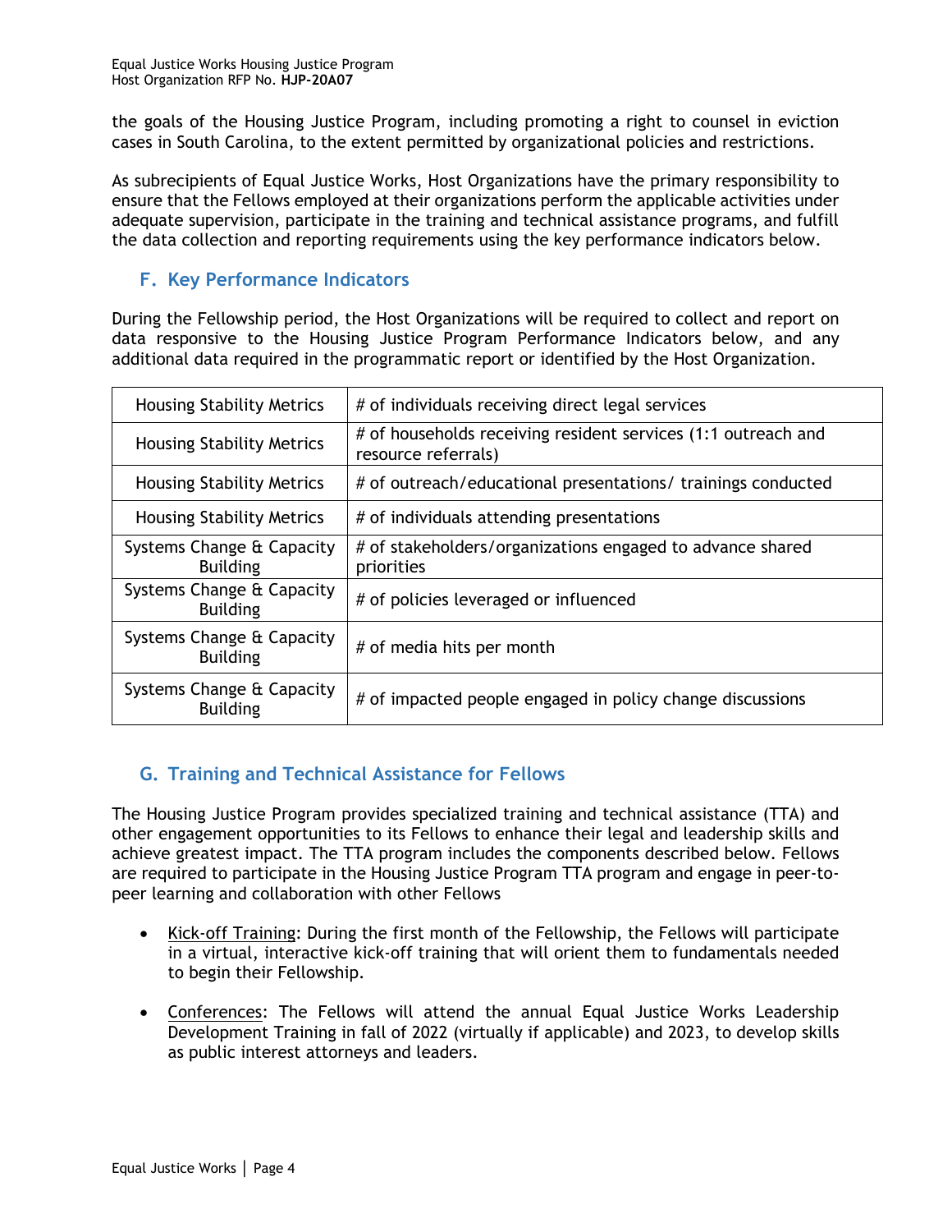the goals of the Housing Justice Program, including promoting a right to counsel in eviction cases in South Carolina, to the extent permitted by organizational policies and restrictions.

As subrecipients of Equal Justice Works, Host Organizations have the primary responsibility to ensure that the Fellows employed at their organizations perform the applicable activities under adequate supervision, participate in the training and technical assistance programs, and fulfill the data collection and reporting requirements using the key performance indicators below.

## F. Key Performance Indicators

During the Fellowship period, the Host Organizations will be required to collect and report on data responsive to the Housing Justice Program Performance Indicators below, and any additional data required in the programmatic report or identified by the Host Organization.

| | |
|---|---|
| Housing Stability Metrics | # of individuals receiving direct legal services |
| Housing Stability Metrics | # of households receiving resident services (1:1 outreach and resource referrals) |
| Housing Stability Metrics | # of outreach/educational presentations/ trainings conducted |
| Housing Stability Metrics | # of individuals attending presentations |
| Systems Change & Capacity Building | # of stakeholders/organizations engaged to advance shared priorities |
| Systems Change & Capacity Building | # of policies leveraged or influenced |
| Systems Change & Capacity Building | # of media hits per month |
| Systems Change & Capacity Building | # of impacted people engaged in policy change discussions |

## G. Training and Technical Assistance for Fellows

The Housing Justice Program provides specialized training and technical assistance (TTA) and other engagement opportunities to its Fellows to enhance their legal and leadership skills and achieve greatest impact. The TTA program includes the components described below. Fellows are required to participate in the Housing Justice Program TTA program and engage in peer-to-peer learning and collaboration with other Fellows

- Kick-off Training: During the first month of the Fellowship, the Fellows will participate in a virtual, interactive kick-off training that will orient them to fundamentals needed to begin their Fellowship.

- Conferences: The Fellows will attend the annual Equal Justice Works Leadership Development Training in fall of 2022 (virtually if applicable) and 2023, to develop skills as public interest attorneys and leaders.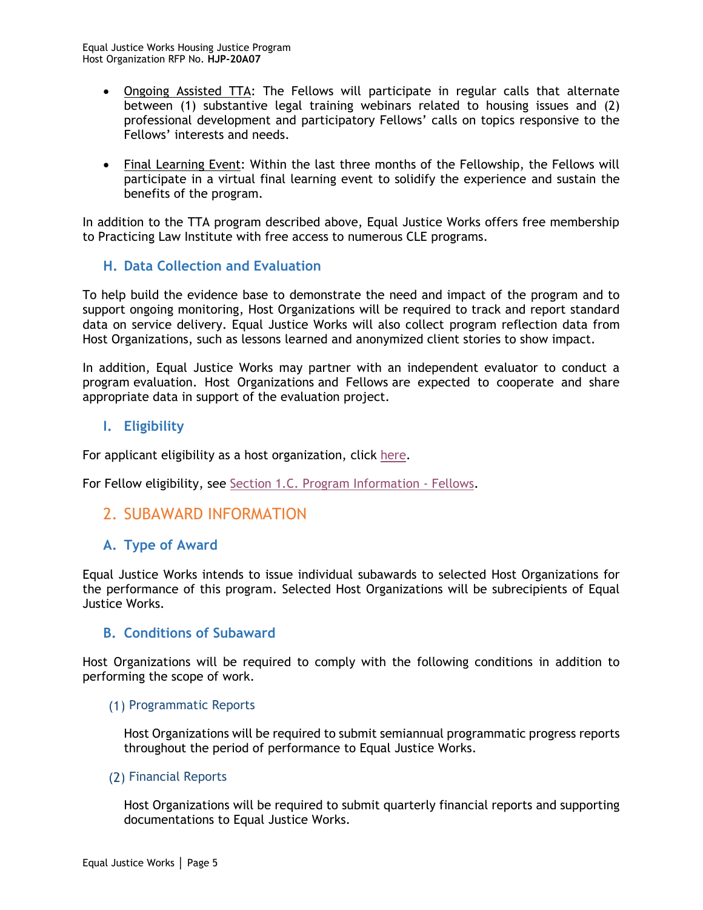- Ongoing Assisted TTA: The Fellows will participate in regular calls that alternate between (1) substantive legal training webinars related to housing issues and (2) professional development and participatory Fellows' calls on topics responsive to the Fellows' interests and needs.

- Final Learning Event: Within the last three months of the Fellowship, the Fellows will participate in a virtual final learning event to solidify the experience and sustain the benefits of the program.

In addition to the TTA program described above, Equal Justice Works offers free membership to Practicing Law Institute with free access to numerous CLE programs.

### H. Data Collection and Evaluation

To help build the evidence base to demonstrate the need and impact of the program and to support ongoing monitoring, Host Organizations will be required to track and report standard data on service delivery. Equal Justice Works will also collect program reflection data from Host Organizations, such as lessons learned and anonymized client stories to show impact.

In addition, Equal Justice Works may partner with an independent evaluator to conduct a program evaluation. Host Organizations and Fellows are expected to cooperate and share appropriate data in support of the evaluation project.

### I. Eligibility

For applicant eligibility as a host organization, click here.

For Fellow eligibility, see Section 1.C. Program Information - Fellows.

## 2. SUBAWARD INFORMATION

### A. Type of Award

Equal Justice Works intends to issue individual subawards to selected Host Organizations for the performance of this program. Selected Host Organizations will be subrecipients of Equal Justice Works.

### B. Conditions of Subaward

Host Organizations will be required to comply with the following conditions in addition to performing the scope of work.

#### (1) Programmatic Reports

Host Organizations will be required to submit semiannual programmatic progress reports throughout the period of performance to Equal Justice Works.

#### (2) Financial Reports

Host Organizations will be required to submit quarterly financial reports and supporting documentations to Equal Justice Works.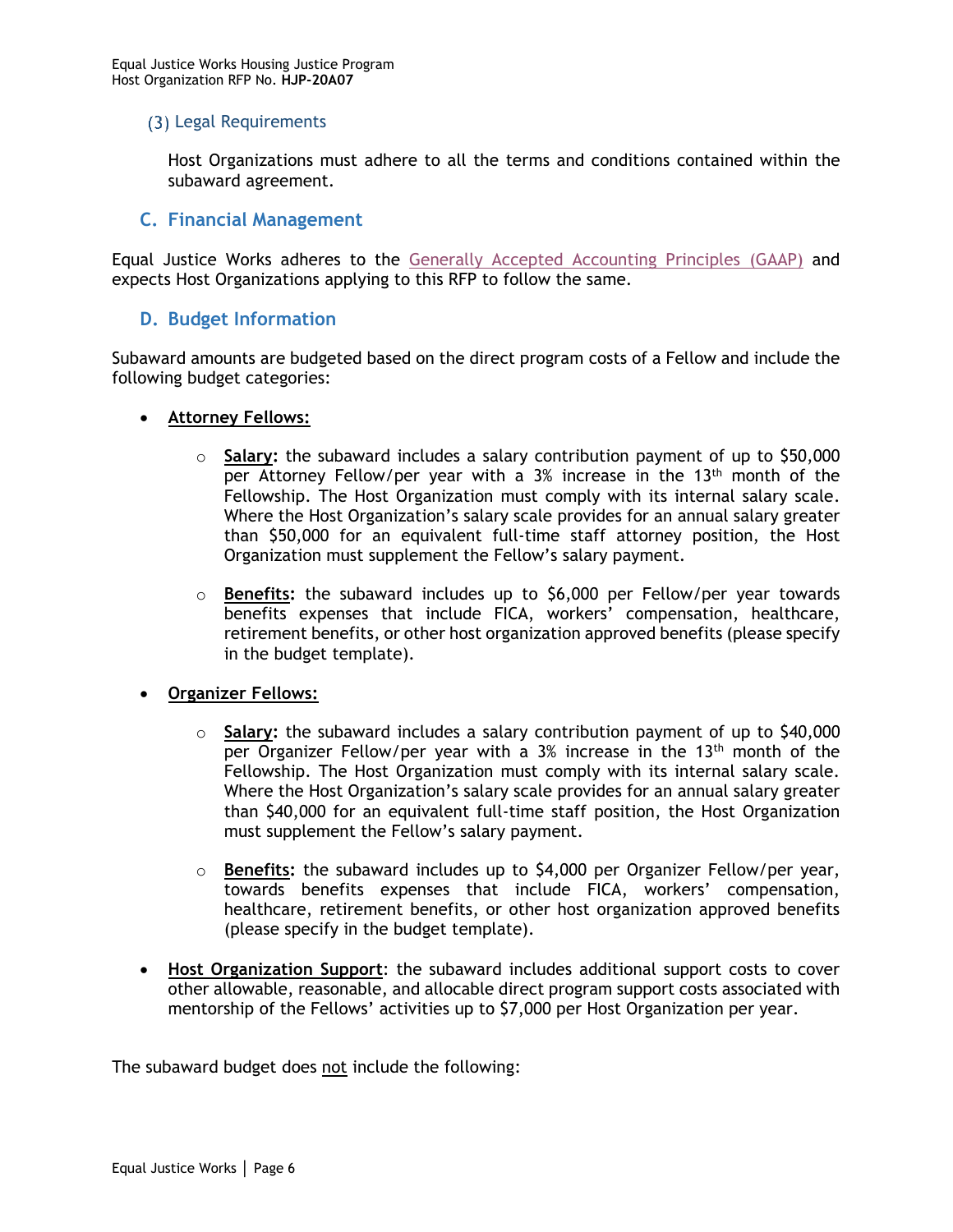### (3) Legal Requirements

Host Organizations must adhere to all the terms and conditions contained within the subaward agreement.

## C. Financial Management

Equal Justice Works adheres to the Generally Accepted Accounting Principles (GAAP) and expects Host Organizations applying to this RFP to follow the same.

## D. Budget Information

Subaward amounts are budgeted based on the direct program costs of a Fellow and include the following budget categories:

- **Attorney Fellows:**
  - **Salary:** the subaward includes a salary contribution payment of up to $50,000 per Attorney Fellow/per year with a 3% increase in the 13th month of the Fellowship. The Host Organization must comply with its internal salary scale. Where the Host Organization's salary scale provides for an annual salary greater than $50,000 for an equivalent full-time staff attorney position, the Host Organization must supplement the Fellow's salary payment.
  - **Benefits:** the subaward includes up to $6,000 per Fellow/per year towards benefits expenses that include FICA, workers' compensation, healthcare, retirement benefits, or other host organization approved benefits (please specify in the budget template).
- **Organizer Fellows:**
  - **Salary:** the subaward includes a salary contribution payment of up to $40,000 per Organizer Fellow/per year with a 3% increase in the 13th month of the Fellowship. The Host Organization must comply with its internal salary scale. Where the Host Organization's salary scale provides for an annual salary greater than $40,000 for an equivalent full-time staff position, the Host Organization must supplement the Fellow's salary payment.
  - **Benefits:** the subaward includes up to $4,000 per Organizer Fellow/per year, towards benefits expenses that include FICA, workers' compensation, healthcare, retirement benefits, or other host organization approved benefits (please specify in the budget template).
- **Host Organization Support**: the subaward includes additional support costs to cover other allowable, reasonable, and allocable direct program support costs associated with mentorship of the Fellows' activities up to $7,000 per Host Organization per year.

The subaward budget does not include the following: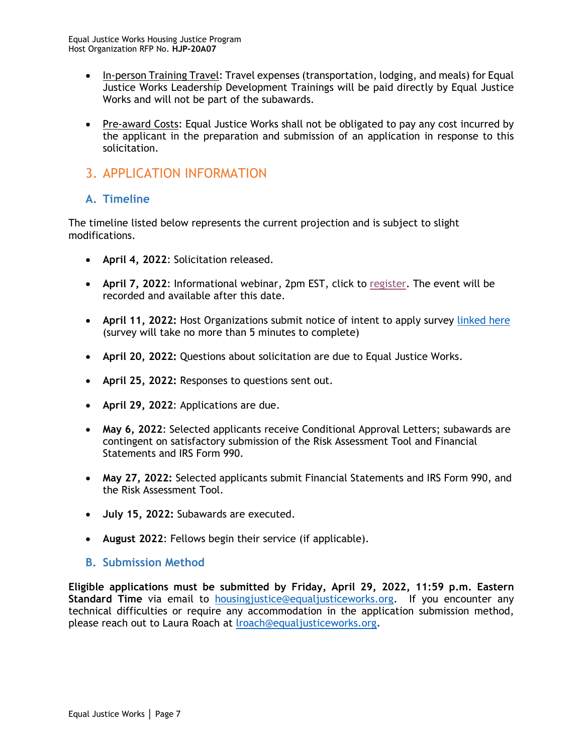- In-person Training Travel: Travel expenses (transportation, lodging, and meals) for Equal Justice Works Leadership Development Trainings will be paid directly by Equal Justice Works and will not be part of the subawards.

- Pre-award Costs: Equal Justice Works shall not be obligated to pay any cost incurred by the applicant in the preparation and submission of an application in response to this solicitation.

## 3. APPLICATION INFORMATION

### A. Timeline

The timeline listed below represents the current projection and is subject to slight modifications.

- **April 4, 2022**: Solicitation released.

- **April 7, 2022**: Informational webinar, 2pm EST, click to register. The event will be recorded and available after this date.

- **April 11, 2022:** Host Organizations submit notice of intent to apply survey linked here (survey will take no more than 5 minutes to complete)

- **April 20, 2022:** Questions about solicitation are due to Equal Justice Works.

- **April 25, 2022:** Responses to questions sent out.

- **April 29, 2022**: Applications are due.

- **May 6, 2022**: Selected applicants receive Conditional Approval Letters; subawards are contingent on satisfactory submission of the Risk Assessment Tool and Financial Statements and IRS Form 990.

- **May 27, 2022:** Selected applicants submit Financial Statements and IRS Form 990, and the Risk Assessment Tool.

- **July 15, 2022:** Subawards are executed.

- **August 2022**: Fellows begin their service (if applicable).

### B. Submission Method

**Eligible applications must be submitted by Friday, April 29, 2022, 11:59 p.m. Eastern Standard Time** via email to housingjustice@equaljusticeworks.org. If you encounter any technical difficulties or require any accommodation in the application submission method, please reach out to Laura Roach at lroach@equaljusticeworks.org.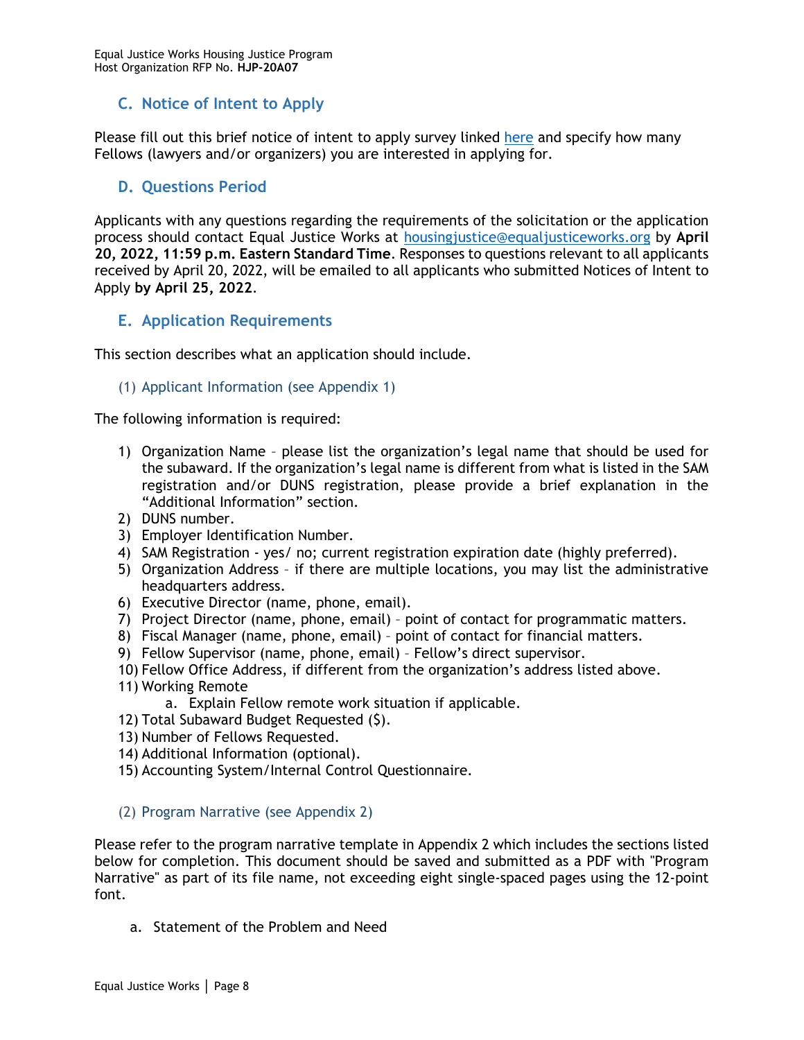## C. Notice of Intent to Apply

Please fill out this brief notice of intent to apply survey linked [here]() and specify how many Fellows (lawyers and/or organizers) you are interested in applying for.

## D. Questions Period

Applicants with any questions regarding the requirements of the solicitation or the application process should contact Equal Justice Works at [housingjustice@equaljusticeworks.org](mailto:housingjustice@equaljusticeworks.org) by **April 20, 2022, 11:59 p.m. Eastern Standard Time**. Responses to questions relevant to all applicants received by April 20, 2022, will be emailed to all applicants who submitted Notices of Intent to Apply **by April 25, 2022**.

## E. Application Requirements

This section describes what an application should include.

### (1) Applicant Information (see Appendix 1)

The following information is required:

1) Organization Name – please list the organization's legal name that should be used for the subaward. If the organization's legal name is different from what is listed in the SAM registration and/or DUNS registration, please provide a brief explanation in the "Additional Information" section.
2) DUNS number.
3) Employer Identification Number.
4) SAM Registration - yes/ no; current registration expiration date (highly preferred).
5) Organization Address – if there are multiple locations, you may list the administrative headquarters address.
6) Executive Director (name, phone, email).
7) Project Director (name, phone, email) – point of contact for programmatic matters.
8) Fiscal Manager (name, phone, email) – point of contact for financial matters.
9) Fellow Supervisor (name, phone, email) – Fellow's direct supervisor.
10) Fellow Office Address, if different from the organization's address listed above.
11) Working Remote
    a. Explain Fellow remote work situation if applicable.
12) Total Subaward Budget Requested ($).
13) Number of Fellows Requested.
14) Additional Information (optional).
15) Accounting System/Internal Control Questionnaire.

### (2) Program Narrative (see Appendix 2)

Please refer to the program narrative template in Appendix 2 which includes the sections listed below for completion. This document should be saved and submitted as a PDF with "Program Narrative" as part of its file name, not exceeding eight single-spaced pages using the 12-point font.

a. Statement of the Problem and Need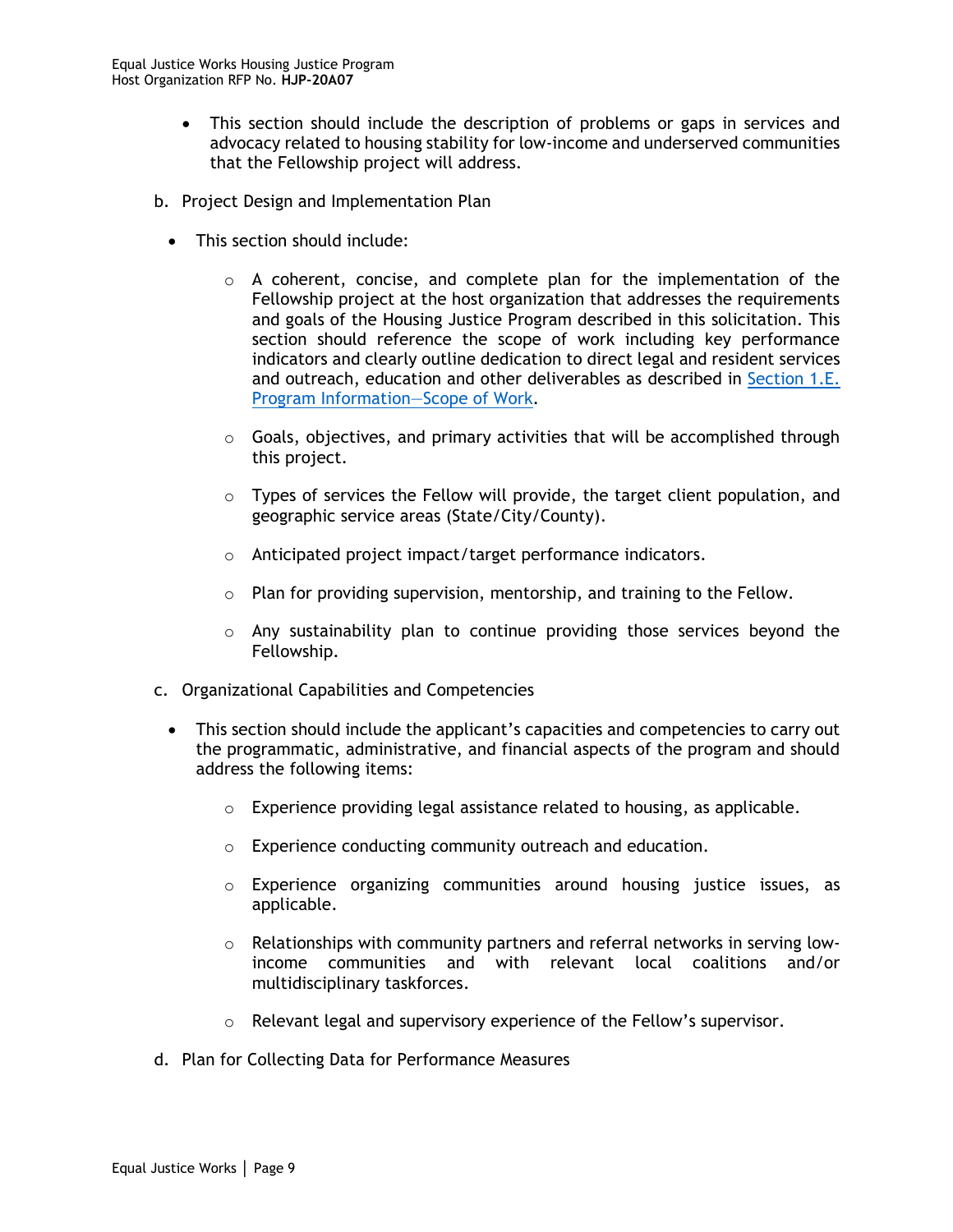- This section should include the description of problems or gaps in services and advocacy related to housing stability for low-income and underserved communities that the Fellowship project will address.

b. Project Design and Implementation Plan

- This section should include:
  - A coherent, concise, and complete plan for the implementation of the Fellowship project at the host organization that addresses the requirements and goals of the Housing Justice Program described in this solicitation. This section should reference the scope of work including key performance indicators and clearly outline dedication to direct legal and resident services and outreach, education and other deliverables as described in Section 1.E. Program Information—Scope of Work.
  - Goals, objectives, and primary activities that will be accomplished through this project.
  - Types of services the Fellow will provide, the target client population, and geographic service areas (State/City/County).
  - Anticipated project impact/target performance indicators.
  - Plan for providing supervision, mentorship, and training to the Fellow.
  - Any sustainability plan to continue providing those services beyond the Fellowship.

c. Organizational Capabilities and Competencies

- This section should include the applicant's capacities and competencies to carry out the programmatic, administrative, and financial aspects of the program and should address the following items:
  - Experience providing legal assistance related to housing, as applicable.
  - Experience conducting community outreach and education.
  - Experience organizing communities around housing justice issues, as applicable.
  - Relationships with community partners and referral networks in serving low-income communities and with relevant local coalitions and/or multidisciplinary taskforces.
  - Relevant legal and supervisory experience of the Fellow's supervisor.

d. Plan for Collecting Data for Performance Measures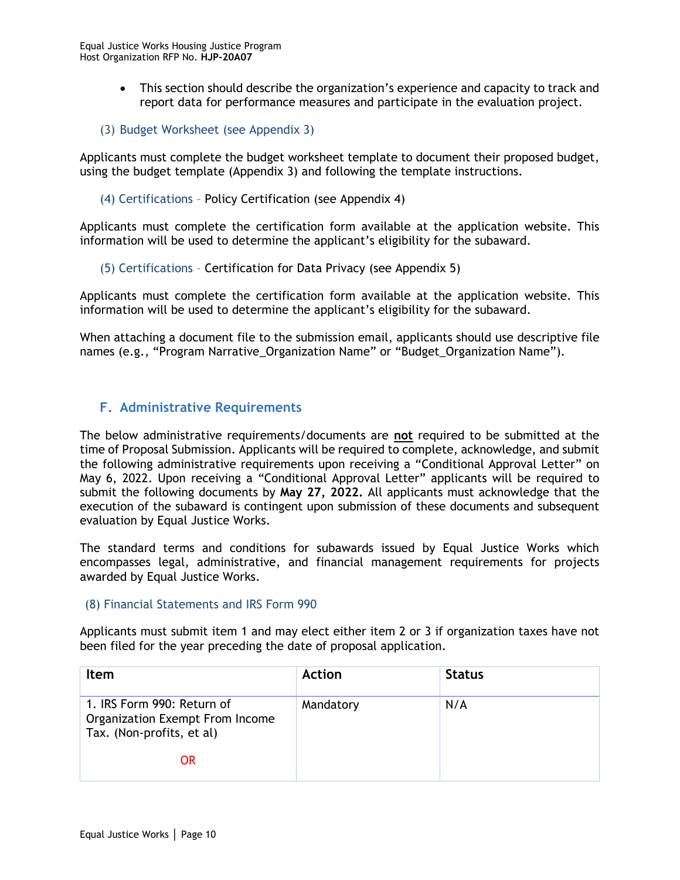- This section should describe the organization's experience and capacity to track and report data for performance measures and participate in the evaluation project.

### (3) Budget Worksheet (see Appendix 3)

Applicants must complete the budget worksheet template to document their proposed budget, using the budget template (Appendix 3) and following the template instructions.

### (4) Certifications – Policy Certification (see Appendix 4)

Applicants must complete the certification form available at the application website. This information will be used to determine the applicant's eligibility for the subaward.

### (5) Certifications – Certification for Data Privacy (see Appendix 5)

Applicants must complete the certification form available at the application website. This information will be used to determine the applicant's eligibility for the subaward.

When attaching a document file to the submission email, applicants should use descriptive file names (e.g., "Program Narrative_Organization Name" or "Budget_Organization Name").

## F. Administrative Requirements

The below administrative requirements/documents are **not** required to be submitted at the time of Proposal Submission. Applicants will be required to complete, acknowledge, and submit the following administrative requirements upon receiving a "Conditional Approval Letter" on May 6, 2022. Upon receiving a "Conditional Approval Letter" applicants will be required to submit the following documents by **May 27, 2022.** All applicants must acknowledge that the execution of the subaward is contingent upon submission of these documents and subsequent evaluation by Equal Justice Works.

The standard terms and conditions for subawards issued by Equal Justice Works which encompasses legal, administrative, and financial management requirements for projects awarded by Equal Justice Works.

### (8) Financial Statements and IRS Form 990

Applicants must submit item 1 and may elect either item 2 or 3 if organization taxes have not been filed for the year preceding the date of proposal application.

| Item | Action | Status |
|---|---|---|
| 1. IRS Form 990: Return of Organization Exempt From Income Tax. (Non-profits, et al)<br><br>OR | Mandatory | N/A |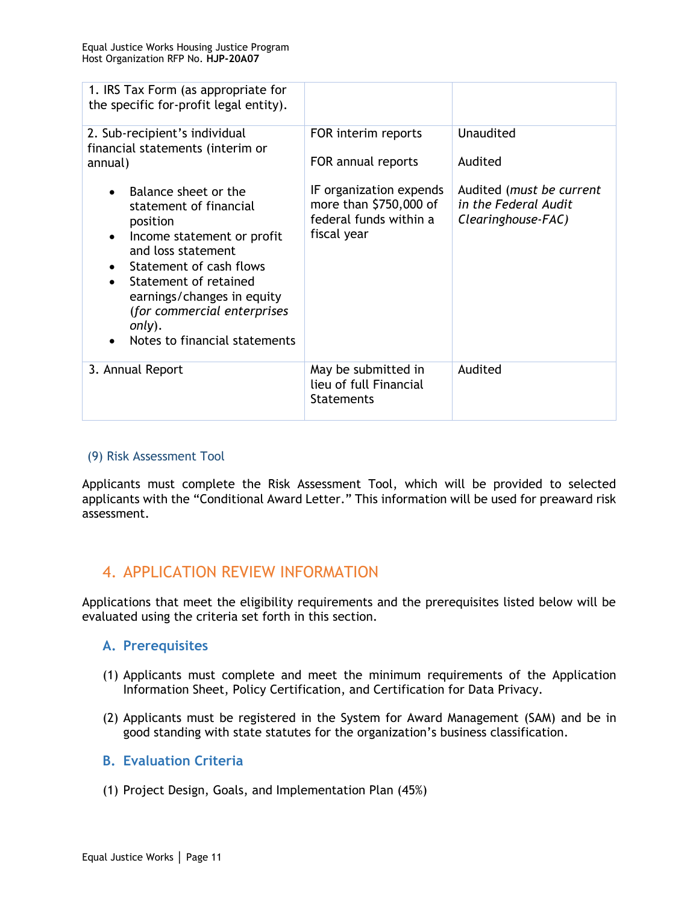| | | |
|---|---|---|
| 1. IRS Tax Form (as appropriate for the specific for-profit legal entity). | | |
| 2. Sub-recipient's individual financial statements (interim or annual)<br><br>• Balance sheet or the statement of financial position<br>• Income statement or profit and loss statement<br>• Statement of cash flows<br>• Statement of retained earnings/changes in equity (*for commercial enterprises only*).<br>• Notes to financial statements | FOR interim reports<br><br>FOR annual reports<br><br>IF organization expends more than $750,000 of federal funds within a fiscal year | Unaudited<br><br>Audited<br><br>Audited (*must be current in the Federal Audit Clearinghouse-FAC)* |
| 3. Annual Report | May be submitted in lieu of full Financial Statements | Audited |

#### (9) Risk Assessment Tool

Applicants must complete the Risk Assessment Tool, which will be provided to selected applicants with the "Conditional Award Letter." This information will be used for preaward risk assessment.

## 4. APPLICATION REVIEW INFORMATION

Applications that meet the eligibility requirements and the prerequisites listed below will be evaluated using the criteria set forth in this section.

### A. Prerequisites

(1) Applicants must complete and meet the minimum requirements of the Application Information Sheet, Policy Certification, and Certification for Data Privacy.

(2) Applicants must be registered in the System for Award Management (SAM) and be in good standing with state statutes for the organization's business classification.

### B. Evaluation Criteria

(1) Project Design, Goals, and Implementation Plan (45%)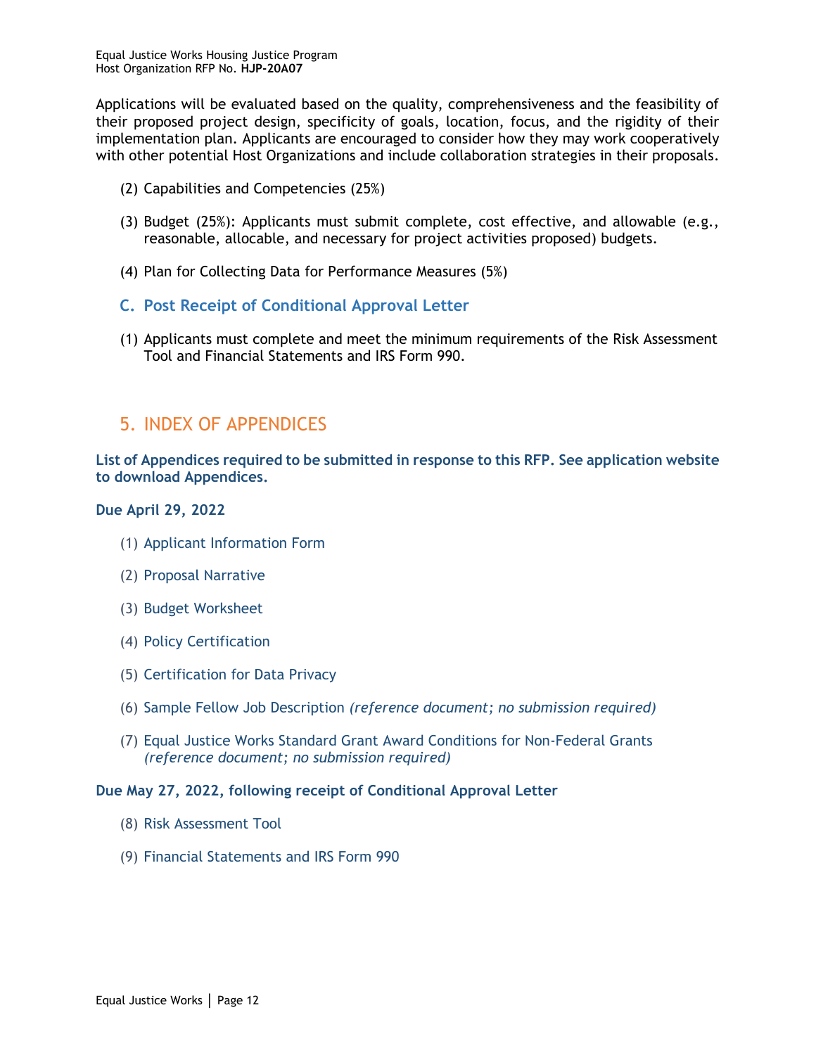Applications will be evaluated based on the quality, comprehensiveness and the feasibility of their proposed project design, specificity of goals, location, focus, and the rigidity of their implementation plan. Applicants are encouraged to consider how they may work cooperatively with other potential Host Organizations and include collaboration strategies in their proposals.

(2) Capabilities and Competencies (25%)

(3) Budget (25%): Applicants must submit complete, cost effective, and allowable (e.g., reasonable, allocable, and necessary for project activities proposed) budgets.

(4) Plan for Collecting Data for Performance Measures (5%)

### C. Post Receipt of Conditional Approval Letter

(1) Applicants must complete and meet the minimum requirements of the Risk Assessment Tool and Financial Statements and IRS Form 990.

## 5. INDEX OF APPENDICES

**List of Appendices required to be submitted in response to this RFP. See application website to download Appendices.**

**Due April 29, 2022**

(1) Applicant Information Form

(2) Proposal Narrative

(3) Budget Worksheet

(4) Policy Certification

(5) Certification for Data Privacy

(6) Sample Fellow Job Description *(reference document; no submission required)*

(7) Equal Justice Works Standard Grant Award Conditions for Non-Federal Grants *(reference document; no submission required)*

**Due May 27, 2022, following receipt of Conditional Approval Letter**

(8) Risk Assessment Tool

(9) Financial Statements and IRS Form 990